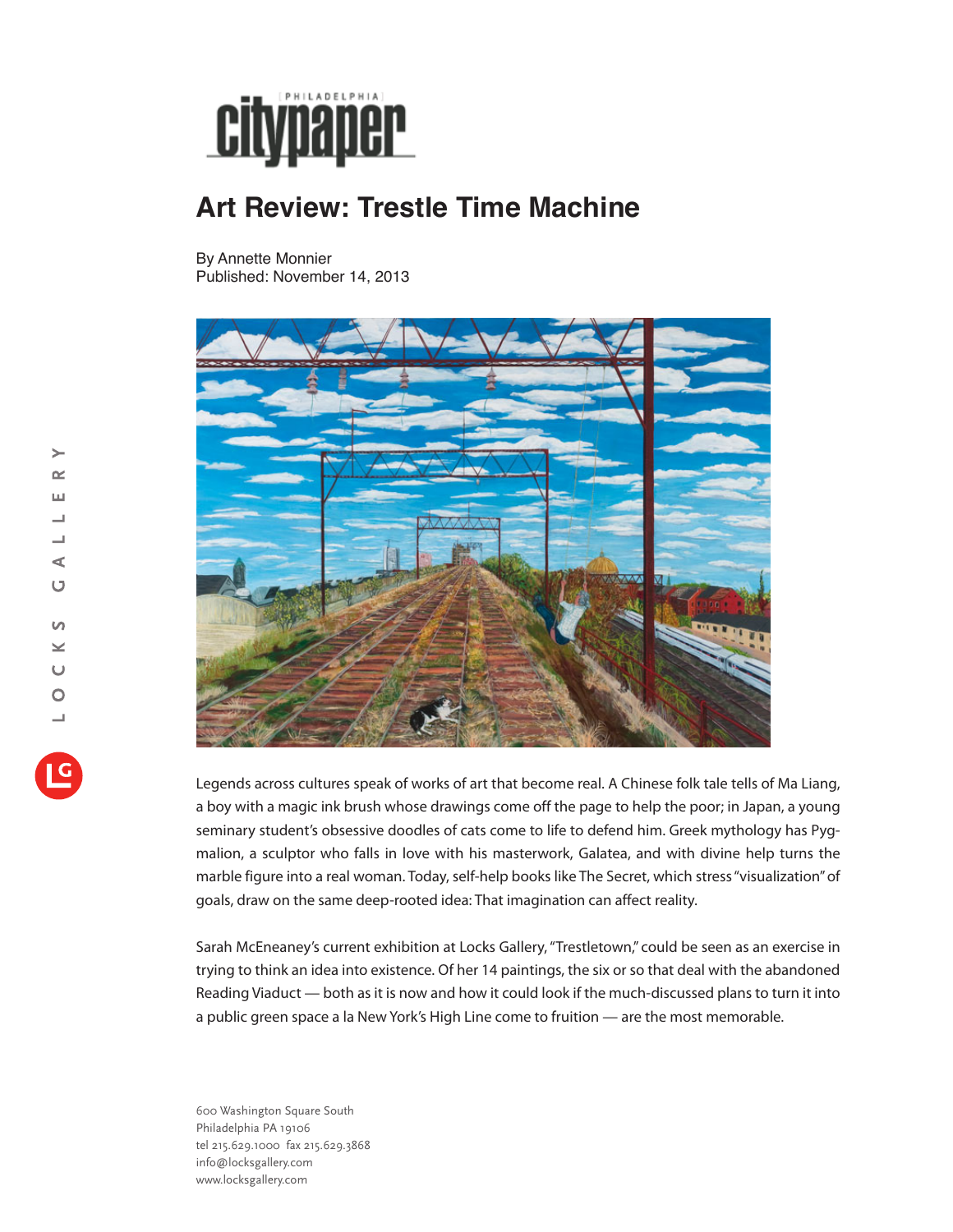Philadelphia citypaper

# Art Review: Trestle Time Machine

By Annette Monnier
Published: November 14, 2013

Legends across cultures speak of works of art that become real. A Chinese folk tale tells of Ma Liang, a boy with a magic ink brush whose drawings come off the page to help the poor; in Japan, a young seminary student's obsessive doodles of cats come to life to defend him. Greek mythology has Pygmalion, a sculptor who falls in love with his masterwork, Galatea, and with divine help turns the marble figure into a real woman. Today, self-help books like The Secret, which stress "visualization" of goals, draw on the same deep-rooted idea: That imagination can affect reality.

Sarah McEneaney's current exhibition at Locks Gallery, "Trestletown," could be seen as an exercise in trying to think an idea into existence. Of her 14 paintings, the six or so that deal with the abandoned Reading Viaduct — both as it is now and how it could look if the much-discussed plans to turn it into a public green space a la New York's High Line come to fruition — are the most memorable.

600 Washington Square South
Philadelphia PA 19106
tel 215.629.1000 fax 215.629.3868
info@locksgallery.com
www.locksgallery.com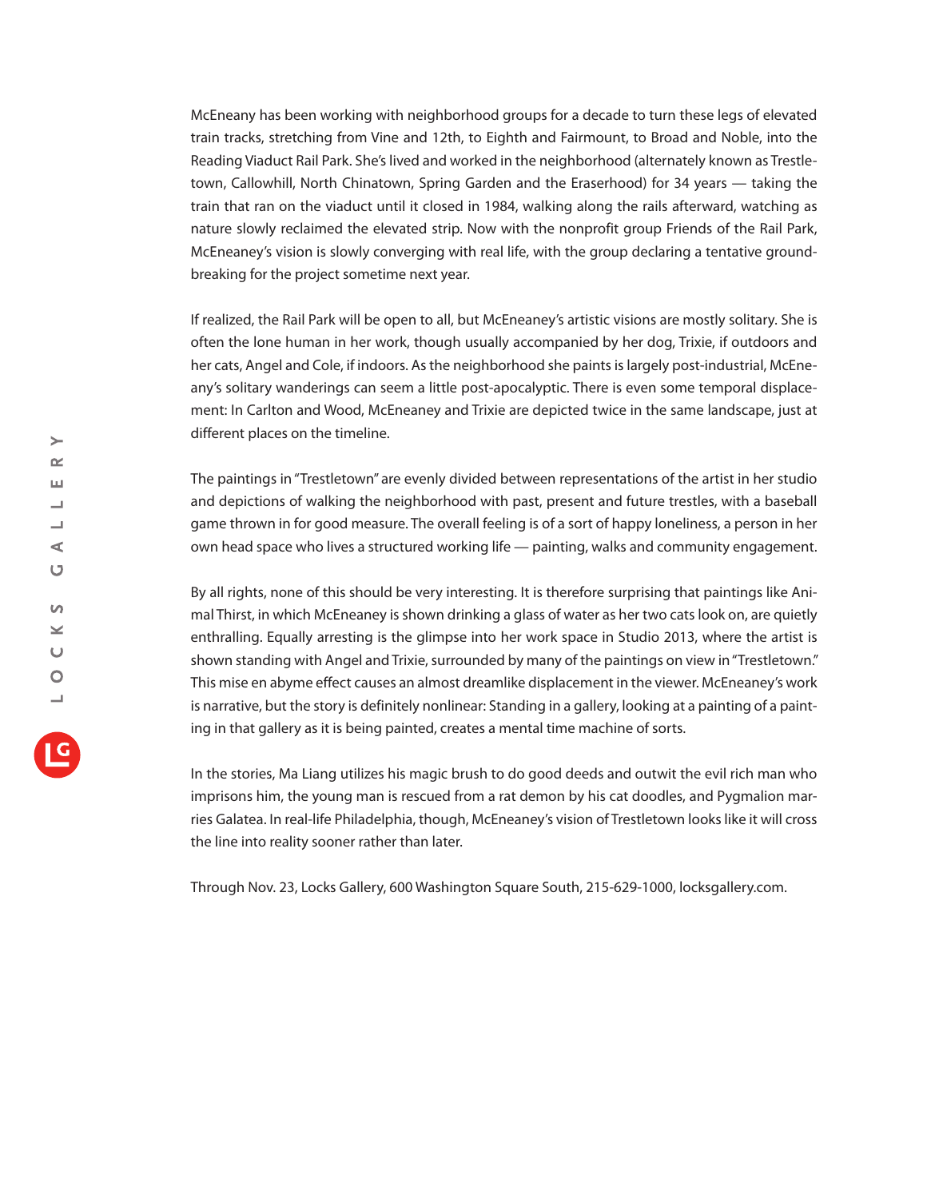McEneany has been working with neighborhood groups for a decade to turn these legs of elevated train tracks, stretching from Vine and 12th, to Eighth and Fairmount, to Broad and Noble, into the Reading Viaduct Rail Park. She's lived and worked in the neighborhood (alternately known as Trestletown, Callowhill, North Chinatown, Spring Garden and the Eraserhood) for 34 years — taking the train that ran on the viaduct until it closed in 1984, walking along the rails afterward, watching as nature slowly reclaimed the elevated strip. Now with the nonprofit group Friends of the Rail Park, McEneaney's vision is slowly converging with real life, with the group declaring a tentative groundbreaking for the project sometime next year.

If realized, the Rail Park will be open to all, but McEneaney's artistic visions are mostly solitary. She is often the lone human in her work, though usually accompanied by her dog, Trixie, if outdoors and her cats, Angel and Cole, if indoors. As the neighborhood she paints is largely post-industrial, McEneany's solitary wanderings can seem a little post-apocalyptic. There is even some temporal displacement: In Carlton and Wood, McEneaney and Trixie are depicted twice in the same landscape, just at different places on the timeline.

The paintings in "Trestletown" are evenly divided between representations of the artist in her studio and depictions of walking the neighborhood with past, present and future trestles, with a baseball game thrown in for good measure. The overall feeling is of a sort of happy loneliness, a person in her own head space who lives a structured working life — painting, walks and community engagement.

By all rights, none of this should be very interesting. It is therefore surprising that paintings like Animal Thirst, in which McEneaney is shown drinking a glass of water as her two cats look on, are quietly enthralling. Equally arresting is the glimpse into her work space in Studio 2013, where the artist is shown standing with Angel and Trixie, surrounded by many of the paintings on view in "Trestletown." This mise en abyme effect causes an almost dreamlike displacement in the viewer. McEneaney's work is narrative, but the story is definitely nonlinear: Standing in a gallery, looking at a painting of a painting in that gallery as it is being painted, creates a mental time machine of sorts.

In the stories, Ma Liang utilizes his magic brush to do good deeds and outwit the evil rich man who imprisons him, the young man is rescued from a rat demon by his cat doodles, and Pygmalion marries Galatea. In real-life Philadelphia, though, McEneaney's vision of Trestletown looks like it will cross the line into reality sooner rather than later.

Through Nov. 23, Locks Gallery, 600 Washington Square South, 215-629-1000, locksgallery.com.